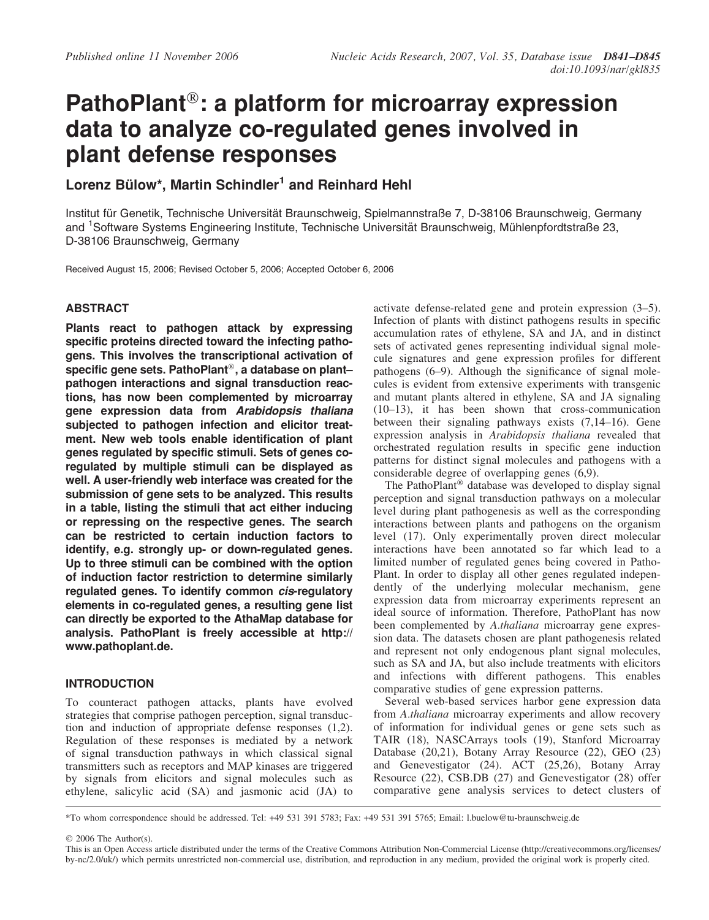# PathoPlant®: a platform for microarray expression data to analyze co-regulated genes involved in plant defense responses

**Lorenz Bülow\*, Martin Schindler[1] and Reinhard Hehl**

Institut für Genetik, Technische Universität Braunschweig, Spielmannstraße 7, D-38106 Braunschweig, Germany and [1]Software Systems Engineering Institute, Technische Universität Braunschweig, Mühlenpfordtstraße 23, D-38106 Braunschweig, Germany

Received August 15, 2006; Revised October 5, 2006; Accepted October 6, 2006

## ABSTRACT

**Plants react to pathogen attack by expressing specific proteins directed toward the infecting pathogens. This involves the transcriptional activation of specific gene sets. PathoPlant®, a database on plant–pathogen interactions and signal transduction reactions, has now been complemented by microarray gene expression data from *Arabidopsis thaliana* subjected to pathogen infection and elicitor treatment. New web tools enable identification of plant genes regulated by specific stimuli. Sets of genes co-regulated by multiple stimuli can be displayed as well. A user-friendly web interface was created for the submission of gene sets to be analyzed. This results in a table, listing the stimuli that act either inducing or repressing on the respective genes. The search can be restricted to certain induction factors to identify, e.g. strongly up- or down-regulated genes. Up to three stimuli can be combined with the option of induction factor restriction to determine similarly regulated genes. To identify common *cis*-regulatory elements in co-regulated genes, a resulting gene list can directly be exported to the AthaMap database for analysis. PathoPlant is freely accessible at http://www.pathoplant.de.**

## INTRODUCTION

To counteract pathogen attacks, plants have evolved strategies that comprise pathogen perception, signal transduction and induction of appropriate defense responses (1,2). Regulation of these responses is mediated by a network of signal transduction pathways in which classical signal transmitters such as receptors and MAP kinases are triggered by signals from elicitors and signal molecules such as ethylene, salicylic acid (SA) and jasmonic acid (JA) to activate defense-related gene and protein expression (3–5). Infection of plants with distinct pathogens results in specific accumulation rates of ethylene, SA and JA, and in distinct sets of activated genes representing individual signal molecule signatures and gene expression profiles for different pathogens (6–9). Although the significance of signal molecules is evident from extensive experiments with transgenic and mutant plants altered in ethylene, SA and JA signaling (10–13), it has been shown that cross-communication between their signaling pathways exists (7,14–16). Gene expression analysis in *Arabidopsis thaliana* revealed that orchestrated regulation results in specific gene induction patterns for distinct signal molecules and pathogens with a considerable degree of overlapping genes (6,9).

The PathoPlant® database was developed to display signal perception and signal transduction pathways on a molecular level during plant pathogenesis as well as the corresponding interactions between plants and pathogens on the organism level (17). Only experimentally proven direct molecular interactions have been annotated so far which lead to a limited number of regulated genes being covered in PathoPlant. In order to display all other genes regulated independently of the underlying molecular mechanism, gene expression data from microarray experiments represent an ideal source of information. Therefore, PathoPlant has now been complemented by *A.thaliana* microarray gene expression data. The datasets chosen are plant pathogenesis related and represent not only endogenous plant signal molecules, such as SA and JA, but also include treatments with elicitors and infections with different pathogens. This enables comparative studies of gene expression patterns.

Several web-based services harbor gene expression data from *A.thaliana* microarray experiments and allow recovery of information for individual genes or gene sets such as TAIR (18), NASCArrays tools (19), Stanford Microarray Database (20,21), Botany Array Resource (22), GEO (23) and Genevestigator (24). ACT (25,26), Botany Array Resource (22), CSB.DB (27) and Genevestigator (28) offer comparative gene analysis services to detect clusters of

\*To whom correspondence should be addressed. Tel: +49 531 391 5783; Fax: +49 531 391 5765; Email: l.buelow@tu-braunschweig.de

© 2006 The Author(s).

This is an Open Access article distributed under the terms of the Creative Commons Attribution Non-Commercial License (http://creativecommons.org/licenses/by-nc/2.0/uk/) which permits unrestricted non-commercial use, distribution, and reproduction in any medium, provided the original work is properly cited.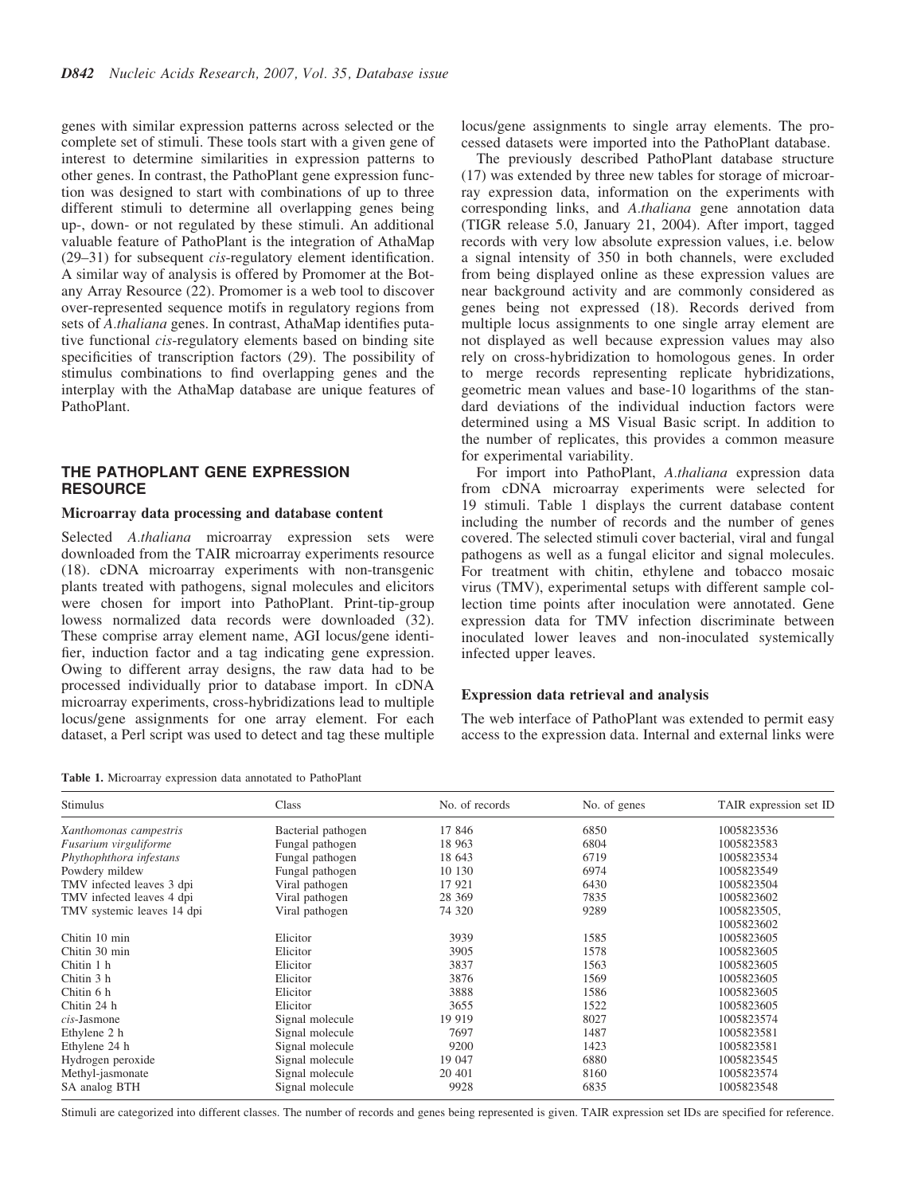genes with similar expression patterns across selected or the complete set of stimuli. These tools start with a given gene of interest to determine similarities in expression patterns to other genes. In contrast, the PathoPlant gene expression function was designed to start with combinations of up to three different stimuli to determine all overlapping genes being up-, down- or not regulated by these stimuli. An additional valuable feature of PathoPlant is the integration of AthaMap (29–31) for subsequent *cis*-regulatory element identification. A similar way of analysis is offered by Promomer at the Botany Array Resource (22). Promomer is a web tool to discover over-represented sequence motifs in regulatory regions from sets of *A.thaliana* genes. In contrast, AthaMap identifies putative functional *cis*-regulatory elements based on binding site specificities of transcription factors (29). The possibility of stimulus combinations to find overlapping genes and the interplay with the AthaMap database are unique features of PathoPlant.

## THE PATHOPLANT GENE EXPRESSION RESOURCE

### Microarray data processing and database content

Selected *A.thaliana* microarray expression sets were downloaded from the TAIR microarray experiments resource (18). cDNA microarray experiments with non-transgenic plants treated with pathogens, signal molecules and elicitors were chosen for import into PathoPlant. Print-tip-group lowess normalized data records were downloaded (32). These comprise array element name, AGI locus/gene identifier, induction factor and a tag indicating gene expression. Owing to different array designs, the raw data had to be processed individually prior to database import. In cDNA microarray experiments, cross-hybridizations lead to multiple locus/gene assignments for one array element. For each dataset, a Perl script was used to detect and tag these multiple locus/gene assignments to single array elements. The processed datasets were imported into the PathoPlant database.

The previously described PathoPlant database structure (17) was extended by three new tables for storage of microarray expression data, information on the experiments with corresponding links, and *A.thaliana* gene annotation data (TIGR release 5.0, January 21, 2004). After import, tagged records with very low absolute expression values, i.e. below a signal intensity of 350 in both channels, were excluded from being displayed online as these expression values are near background activity and are commonly considered as genes being not expressed (18). Records derived from multiple locus assignments to one single array element are not displayed as well because expression values may also rely on cross-hybridization to homologous genes. In order to merge records representing replicate hybridizations, geometric mean values and base-10 logarithms of the standard deviations of the individual induction factors were determined using a MS Visual Basic script. In addition to the number of replicates, this provides a common measure for experimental variability.

For import into PathoPlant, *A.thaliana* expression data from cDNA microarray experiments were selected for 19 stimuli. Table 1 displays the current database content including the number of records and the number of genes covered. The selected stimuli cover bacterial, viral and fungal pathogens as well as a fungal elicitor and signal molecules. For treatment with chitin, ethylene and tobacco mosaic virus (TMV), experimental setups with different sample collection time points after inoculation were annotated. Gene expression data for TMV infection discriminate between inoculated lower leaves and non-inoculated systemically infected upper leaves.

### Expression data retrieval and analysis

The web interface of PathoPlant was extended to permit easy access to the expression data. Internal and external links were

**Table 1.** Microarray expression data annotated to PathoPlant

| Stimulus | Class | No. of records | No. of genes | TAIR expression set ID |
|---|---|---|---|---|
| *Xanthomonas campestris* | Bacterial pathogen | 17 846 | 6850 | 1005823536 |
| *Fusarium virguliforme* | Fungal pathogen | 18 963 | 6804 | 1005823583 |
| *Phythophthora infestans* | Fungal pathogen | 18 643 | 6719 | 1005823534 |
| Powdery mildew | Fungal pathogen | 10 130 | 6974 | 1005823549 |
| TMV infected leaves 3 dpi | Viral pathogen | 17 921 | 6430 | 1005823504 |
| TMV infected leaves 4 dpi | Viral pathogen | 28 369 | 7835 | 1005823602 |
| TMV systemic leaves 14 dpi | Viral pathogen | 74 320 | 9289 | 1005823505, 1005823602 |
| Chitin 10 min | Elicitor | 3939 | 1585 | 1005823605 |
| Chitin 30 min | Elicitor | 3905 | 1578 | 1005823605 |
| Chitin 1 h | Elicitor | 3837 | 1563 | 1005823605 |
| Chitin 3 h | Elicitor | 3876 | 1569 | 1005823605 |
| Chitin 6 h | Elicitor | 3888 | 1586 | 1005823605 |
| Chitin 24 h | Elicitor | 3655 | 1522 | 1005823605 |
| *cis*-Jasmone | Signal molecule | 19 919 | 8027 | 1005823574 |
| Ethylene 2 h | Signal molecule | 7697 | 1487 | 1005823581 |
| Ethylene 24 h | Signal molecule | 9200 | 1423 | 1005823581 |
| Hydrogen peroxide | Signal molecule | 19 047 | 6880 | 1005823545 |
| Methyl-jasmonate | Signal molecule | 20 401 | 8160 | 1005823574 |
| SA analog BTH | Signal molecule | 9928 | 6835 | 1005823548 |

Stimuli are categorized into different classes. The number of records and genes being represented is given. TAIR expression set IDs are specified for reference.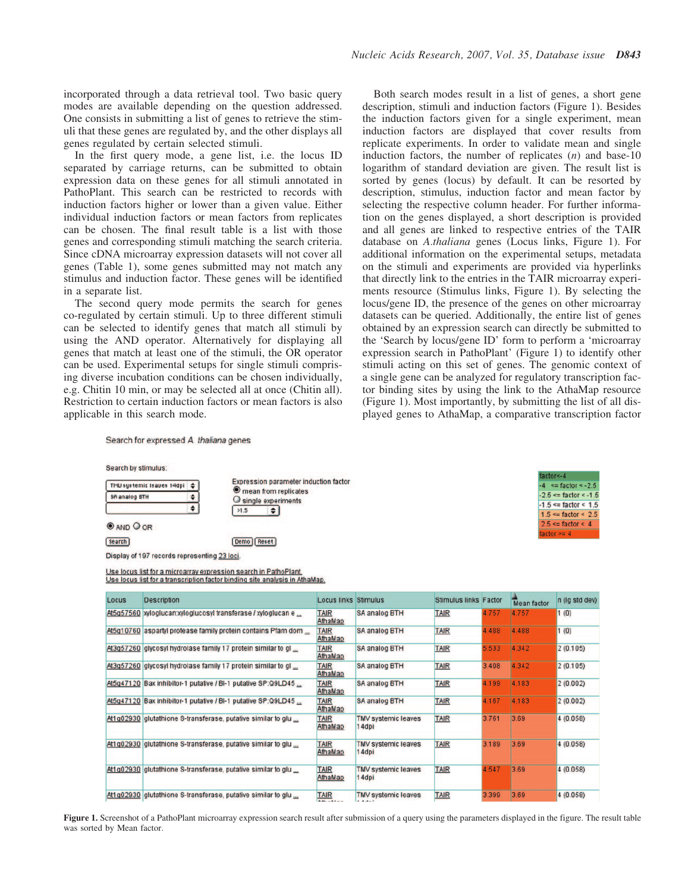incorporated through a data retrieval tool. Two basic query modes are available depending on the question addressed. One consists in submitting a list of genes to retrieve the stimuli that these genes are regulated by, and the other displays all genes regulated by certain selected stimuli.

In the first query mode, a gene list, i.e. the locus ID separated by carriage returns, can be submitted to obtain expression data on these genes for all stimuli annotated in PathoPlant. This search can be restricted to records with induction factors higher or lower than a given value. Either individual induction factors or mean factors from replicates can be chosen. The final result table is a list with those genes and corresponding stimuli matching the search criteria. Since cDNA microarray expression datasets will not cover all genes (Table 1), some genes submitted may not match any stimulus and induction factor. These genes will be identified in a separate list.

The second query mode permits the search for genes co-regulated by certain stimuli. Up to three different stimuli can be selected to identify genes that match all stimuli by using the AND operator. Alternatively for displaying all genes that match at least one of the stimuli, the OR operator can be used. Experimental setups for single stimuli comprising diverse incubation conditions can be chosen individually, e.g. Chitin 10 min, or may be selected all at once (Chitin all). Restriction to certain induction factors or mean factors is also applicable in this search mode.

Both search modes result in a list of genes, a short gene description, stimuli and induction factors (Figure 1). Besides the induction factors given for a single experiment, mean induction factors are displayed that cover results from replicate experiments. In order to validate mean and single induction factors, the number of replicates ($n$) and base-10 logarithm of standard deviation are given. The result list is sorted by genes (locus) by default. It can be resorted by description, stimulus, induction factor and mean factor by selecting the respective column header. For further information on the genes displayed, a short description is provided and all genes are linked to respective entries of the TAIR database on *A.thaliana* genes (Locus links, Figure 1). For additional information on the experimental setups, metadata on the stimuli and experiments are provided via hyperlinks that directly link to the entries in the TAIR microarray experiments resource (Stimulus links, Figure 1). By selecting the locus/gene ID, the presence of the genes on other microarray datasets can be queried. Additionally, the entire list of genes obtained by an expression search can directly be submitted to the 'Search by locus/gene ID' form to perform a 'microarray expression search in PathoPlant' (Figure 1) to identify other stimuli acting on this set of genes. The genomic context of a single gene can be analyzed for regulatory transcription factor binding sites by using the link to the AthaMap resource (Figure 1). Most importantly, by submitting the list of all displayed genes to AthaMap, a comparative transcription factor

Search for expressed A. thaliana genes

Search by stimulus:

TMV systemic leaves 14dpi
SA analog BTH

AND OR

Search

Expression parameter induction factor
mean from replicates
single experiments
>1.5

Demo Reset

factor<-4
-4 <= factor < -2.5
-2.5 <= factor < -1.5
-1.5 <= factor < 1.5
1.5 <= factor < 2.5
2.5 <= factor < 4
factor >= 4

Display of 197 records representing 23 loci.

Use locus list for a microarray expression search in PathoPlant.
Use locus list for a transcription factor binding site analysis in AthaMap.

| Locus | Description | Locus links | Stimulus | Stimulus links | Factor | Mean factor | n (lg std dev) |
|---|---|---|---|---|---|---|---|
| At5g57560 | xyloglucan:xyloglucosyl transferase / xyloglucan e ... | TAIR AthaMap | SA analog BTH | TAIR | 4.757 | 4.757 | 1 (0) |
| At5g10760 | aspartyl protease family protein contains Pfam dom ... | TAIR AthaMap | SA analog BTH | TAIR | 4.488 | 4.488 | 1 (0) |
| At3g57260 | glycosyl hydrolase family 17 protein similar to gl ... | TAIR AthaMap | SA analog BTH | TAIR | 5.533 | 4.342 | 2 (0.105) |
| At3g57260 | glycosyl hydrolase family 17 protein similar to gl ... | TAIR AthaMap | SA analog BTH | TAIR | 3.408 | 4.342 | 2 (0.105) |
| At5g47120 | Bax inhibitor-1 putative / BI-1 putative SP:Q9LD45 ... | TAIR AthaMap | SA analog BTH | TAIR | 4.199 | 4.183 | 2 (0.002) |
| At5g47120 | Bax inhibitor-1 putative / BI-1 putative SP:Q9LD45 ... | TAIR AthaMap | SA analog BTH | TAIR | 4.167 | 4.183 | 2 (0.002) |
| At1g02930 | glutathione S-transferase, putative similar to glu ... | TAIR AthaMap | TMV systemic leaves 14dpi | TAIR | 3.761 | 3.69 | 4 (0.058) |
| At1g02930 | glutathione S-transferase, putative similar to glu ... | TAIR AthaMap | TMV systemic leaves 14dpi | TAIR | 3.189 | 3.69 | 4 (0.058) |
| At1g02930 | glutathione S-transferase, putative similar to glu ... | TAIR AthaMap | TMV systemic leaves 14dpi | TAIR | 4.547 | 3.69 | 4 (0.058) |
| At1g02930 | glutathione S-transferase, putative similar to glu ... | TAIR | TMV systemic leaves | TAIR | 3.399 | 3.69 | 4 (0.058) |

**Figure 1.** Screenshot of a PathoPlant microarray expression search result after submission of a query using the parameters displayed in the figure. The result table was sorted by Mean factor.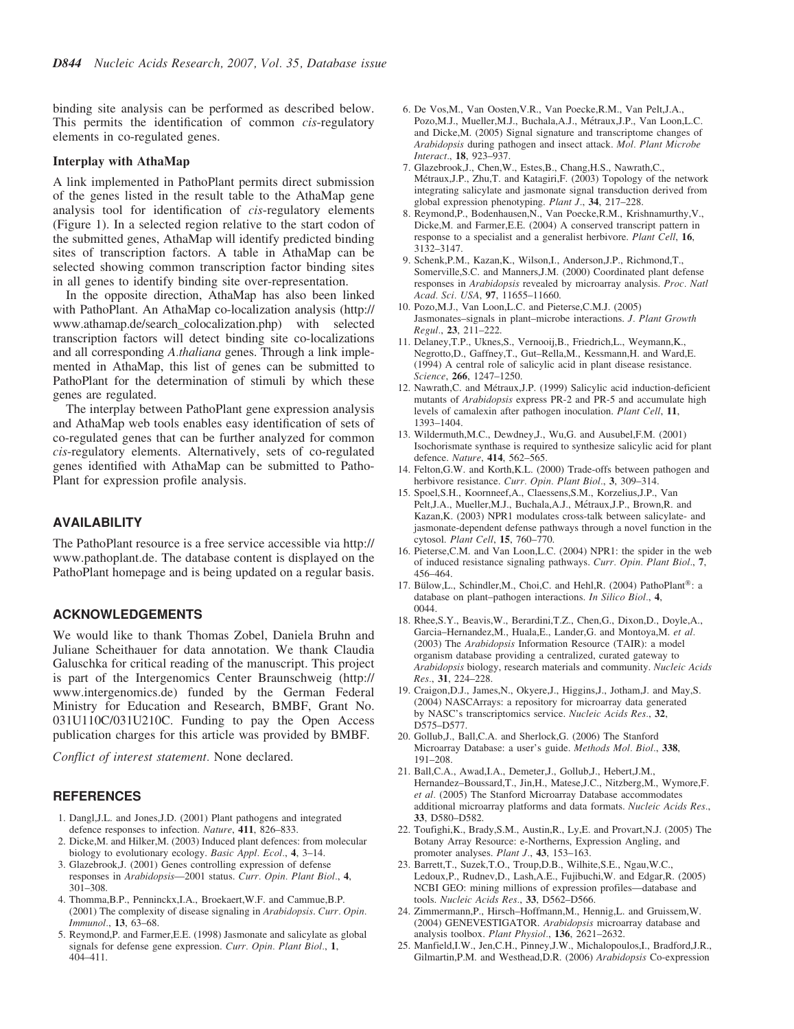binding site analysis can be performed as described below. This permits the identification of common *cis*-regulatory elements in co-regulated genes.

### Interplay with AthaMap

A link implemented in PathoPlant permits direct submission of the genes listed in the result table to the AthaMap gene analysis tool for identification of *cis*-regulatory elements (Figure 1). In a selected region relative to the start codon of the submitted genes, AthaMap will identify predicted binding sites of transcription factors. A table in AthaMap can be selected showing common transcription factor binding sites in all genes to identify binding site over-representation.

In the opposite direction, AthaMap has also been linked with PathoPlant. An AthaMap co-localization analysis (http://www.athamap.de/search_colocalization.php) with selected transcription factors will detect binding site co-localizations and all corresponding *A.thaliana* genes. Through a link implemented in AthaMap, this list of genes can be submitted to PathoPlant for the determination of stimuli by which these genes are regulated.

The interplay between PathoPlant gene expression analysis and AthaMap web tools enables easy identification of sets of co-regulated genes that can be further analyzed for common *cis*-regulatory elements. Alternatively, sets of co-regulated genes identified with AthaMap can be submitted to PathoPlant for expression profile analysis.

## AVAILABILITY

The PathoPlant resource is a free service accessible via http://www.pathoplant.de. The database content is displayed on the PathoPlant homepage and is being updated on a regular basis.

## ACKNOWLEDGEMENTS

We would like to thank Thomas Zobel, Daniela Bruhn and Juliane Scheithauer for data annotation. We thank Claudia Galuschka for critical reading of the manuscript. This project is part of the Intergenomics Center Braunschweig (http://www.intergenomics.de) funded by the German Federal Ministry for Education and Research, BMBF, Grant No. 031U110C/031U210C. Funding to pay the Open Access publication charges for this article was provided by BMBF.

*Conflict of interest statement*. None declared.

## REFERENCES

1. Dangl,J.L. and Jones,J.D. (2001) Plant pathogens and integrated defence responses to infection. *Nature*, **411**, 826–833.
2. Dicke,M. and Hilker,M. (2003) Induced plant defences: from molecular biology to evolutionary ecology. *Basic Appl. Ecol*., **4**, 3–14.
3. Glazebrook,J. (2001) Genes controlling expression of defense responses in *Arabidopsis*—2001 status. *Curr. Opin. Plant Biol*., **4**, 301–308.
4. Thomma,B.P., Penninckx,I.A., Broekaert,W.F. and Cammue,B.P. (2001) The complexity of disease signaling in *Arabidopsis*. *Curr. Opin. Immunol*., **13**, 63–68.
5. Reymond,P. and Farmer,E.E. (1998) Jasmonate and salicylate as global signals for defense gene expression. *Curr. Opin. Plant Biol*., **1**, 404–411.
6. De Vos,M., Van Oosten,V.R., Van Poecke,R.M., Van Pelt,J.A., Pozo,M.J., Mueller,M.J., Buchala,A.J., Métraux,J.P., Van Loon,L.C. and Dicke,M. (2005) Signal signature and transcriptome changes of *Arabidopsis* during pathogen and insect attack. *Mol. Plant Microbe Interact*., **18**, 923–937.
7. Glazebrook,J., Chen,W., Estes,B., Chang,H.S., Nawrath,C., Métraux,J.P., Zhu,T. and Katagiri,F. (2003) Topology of the network integrating salicylate and jasmonate signal transduction derived from global expression phenotyping. *Plant J*., **34**, 217–228.
8. Reymond,P., Bodenhausen,N., Van Poecke,R.M., Krishnamurthy,V., Dicke,M. and Farmer,E.E. (2004) A conserved transcript pattern in response to a specialist and a generalist herbivore. *Plant Cell*, **16**, 3132–3147.
9. Schenk,P.M., Kazan,K., Wilson,I., Anderson,J.P., Richmond,T., Somerville,S.C. and Manners,J.M. (2000) Coordinated plant defense responses in *Arabidopsis* revealed by microarray analysis. *Proc. Natl Acad. Sci. USA*, **97**, 11655–11660.
10. Pozo,M.J., Van Loon,L.C. and Pieterse,C.M.J. (2005) Jasmonates–signals in plant–microbe interactions. *J. Plant Growth Regul*., **23**, 211–222.
11. Delaney,T.P., Uknes,S., Vernooij,B., Friedrich,L., Weymann,K., Negrotto,D., Gaffney,T., Gut–Rella,M., Kessmann,H. and Ward,E. (1994) A central role of salicylic acid in plant disease resistance. *Science*, **266**, 1247–1250.
12. Nawrath,C. and Métraux,J.P. (1999) Salicylic acid induction-deficient mutants of *Arabidopsis* express PR-2 and PR-5 and accumulate high levels of camalexin after pathogen inoculation. *Plant Cell*, **11**, 1393–1404.
13. Wildermuth,M.C., Dewdney,J., Wu,G. and Ausubel,F.M. (2001) Isochorismate synthase is required to synthesize salicylic acid for plant defence. *Nature*, **414**, 562–565.
14. Felton,G.W. and Korth,K.L. (2000) Trade-offs between pathogen and herbivore resistance. *Curr. Opin. Plant Biol*., **3**, 309–314.
15. Spoel,S.H., Koornneef,A., Claessens,S.M., Korzelius,J.P., Van Pelt,J.A., Mueller,M.J., Buchala,A.J., Métraux,J.P., Brown,R. and Kazan,K. (2003) NPR1 modulates cross-talk between salicylate- and jasmonate-dependent defense pathways through a novel function in the cytosol. *Plant Cell*, **15**, 760–770.
16. Pieterse,C.M. and Van Loon,L.C. (2004) NPR1: the spider in the web of induced resistance signaling pathways. *Curr. Opin. Plant Biol*., **7**, 456–464.
17. Bülow,L., Schindler,M., Choi,C. and Hehl,R. (2004) PathoPlant®: a database on plant–pathogen interactions. *In Silico Biol*., **4**, 0044.
18. Rhee,S.Y., Beavis,W., Berardini,T.Z., Chen,G., Dixon,D., Doyle,A., Garcia–Hernandez,M., Huala,E., Lander,G. and Montoya,M. *et al*. (2003) The *Arabidopsis* Information Resource (TAIR): a model organism database providing a centralized, curated gateway to *Arabidopsis* biology, research materials and community. *Nucleic Acids Res*., **31**, 224–228.
19. Craigon,D.J., James,N., Okyere,J., Higgins,J., Jotham,J. and May,S. (2004) NASCArrays: a repository for microarray data generated by NASC's transcriptomics service. *Nucleic Acids Res*., **32**, D575–D577.
20. Gollub,J., Ball,C.A. and Sherlock,G. (2006) The Stanford Microarray Database: a user's guide. *Methods Mol. Biol*., **338**, 191–208.
21. Ball,C.A., Awad,I.A., Demeter,J., Gollub,J., Hebert,J.M., Hernandez–Boussard,T., Jin,H., Matese,J.C., Nitzberg,M., Wymore,F. *et al*. (2005) The Stanford Microarray Database accommodates additional microarray platforms and data formats. *Nucleic Acids Res*., **33**, D580–D582.
22. Toufighi,K., Brady,S.M., Austin,R., Ly,E. and Provart,N.J. (2005) The Botany Array Resource: e-Northerns, Expression Angling, and promoter analyses. *Plant J*., **43**, 153–163.
23. Barrett,T., Suzek,T.O., Troup,D.B., Wilhite,S.E., Ngau,W.C., Ledoux,P., Rudnev,D., Lash,A.E., Fujibuchi,W. and Edgar,R. (2005) NCBI GEO: mining millions of expression profiles—database and tools. *Nucleic Acids Res*., **33**, D562–D566.
24. Zimmermann,P., Hirsch–Hoffmann,M., Hennig,L. and Gruissem,W. (2004) GENEVESTIGATOR. *Arabidopsis* microarray database and analysis toolbox. *Plant Physiol*., **136**, 2621–2632.
25. Manfield,I.W., Jen,C.H., Pinney,J.W., Michalopoulos,I., Bradford,J.R., Gilmartin,P.M. and Westhead,D.R. (2006) *Arabidopsis* Co-expression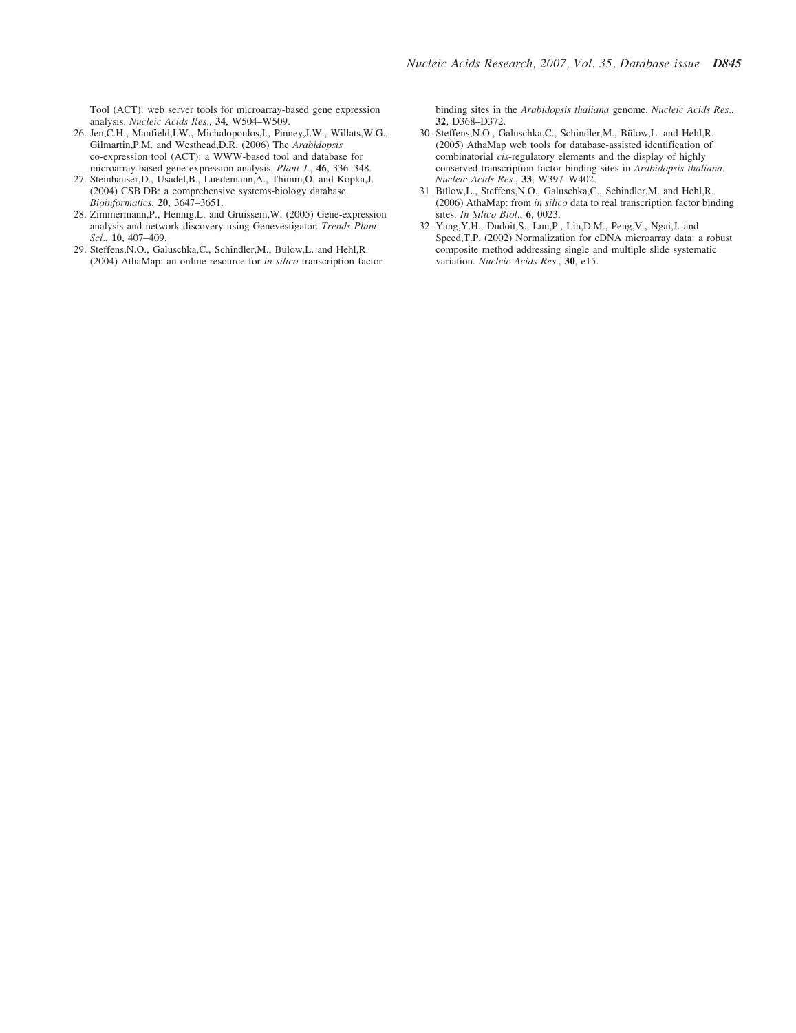Tool (ACT): web server tools for microarray-based gene expression analysis. *Nucleic Acids Res.*, **34**, W504–W509.

26. Jen,C.H., Manfield,I.W., Michalopoulos,I., Pinney,J.W., Willats,W.G., Gilmartin,P.M. and Westhead,D.R. (2006) The *Arabidopsis* co-expression tool (ACT): a WWW-based tool and database for microarray-based gene expression analysis. *Plant J.*, **46**, 336–348.
27. Steinhauser,D., Usadel,B., Luedemann,A., Thimm,O. and Kopka,J. (2004) CSB.DB: a comprehensive systems-biology database. *Bioinformatics*, **20**, 3647–3651.
28. Zimmermann,P., Hennig,L. and Gruissem,W. (2005) Gene-expression analysis and network discovery using Genevestigator. *Trends Plant Sci.*, **10**, 407–409.
29. Steffens,N.O., Galuschka,C., Schindler,M., Bülow,L. and Hehl,R. (2004) AthaMap: an online resource for *in silico* transcription factor binding sites in the *Arabidopsis thaliana* genome. *Nucleic Acids Res.*, **32**, D368–D372.
30. Steffens,N.O., Galuschka,C., Schindler,M., Bülow,L. and Hehl,R. (2005) AthaMap web tools for database-assisted identification of combinatorial *cis*-regulatory elements and the display of highly conserved transcription factor binding sites in *Arabidopsis thaliana*. *Nucleic Acids Res.*, **33**, W397–W402.
31. Bülow,L., Steffens,N.O., Galuschka,C., Schindler,M. and Hehl,R. (2006) AthaMap: from *in silico* data to real transcription factor binding sites. *In Silico Biol.*, **6**, 0023.
32. Yang,Y.H., Dudoit,S., Luu,P., Lin,D.M., Peng,V., Ngai,J. and Speed,T.P. (2002) Normalization for cDNA microarray data: a robust composite method addressing single and multiple slide systematic variation. *Nucleic Acids Res.*, **30**, e15.